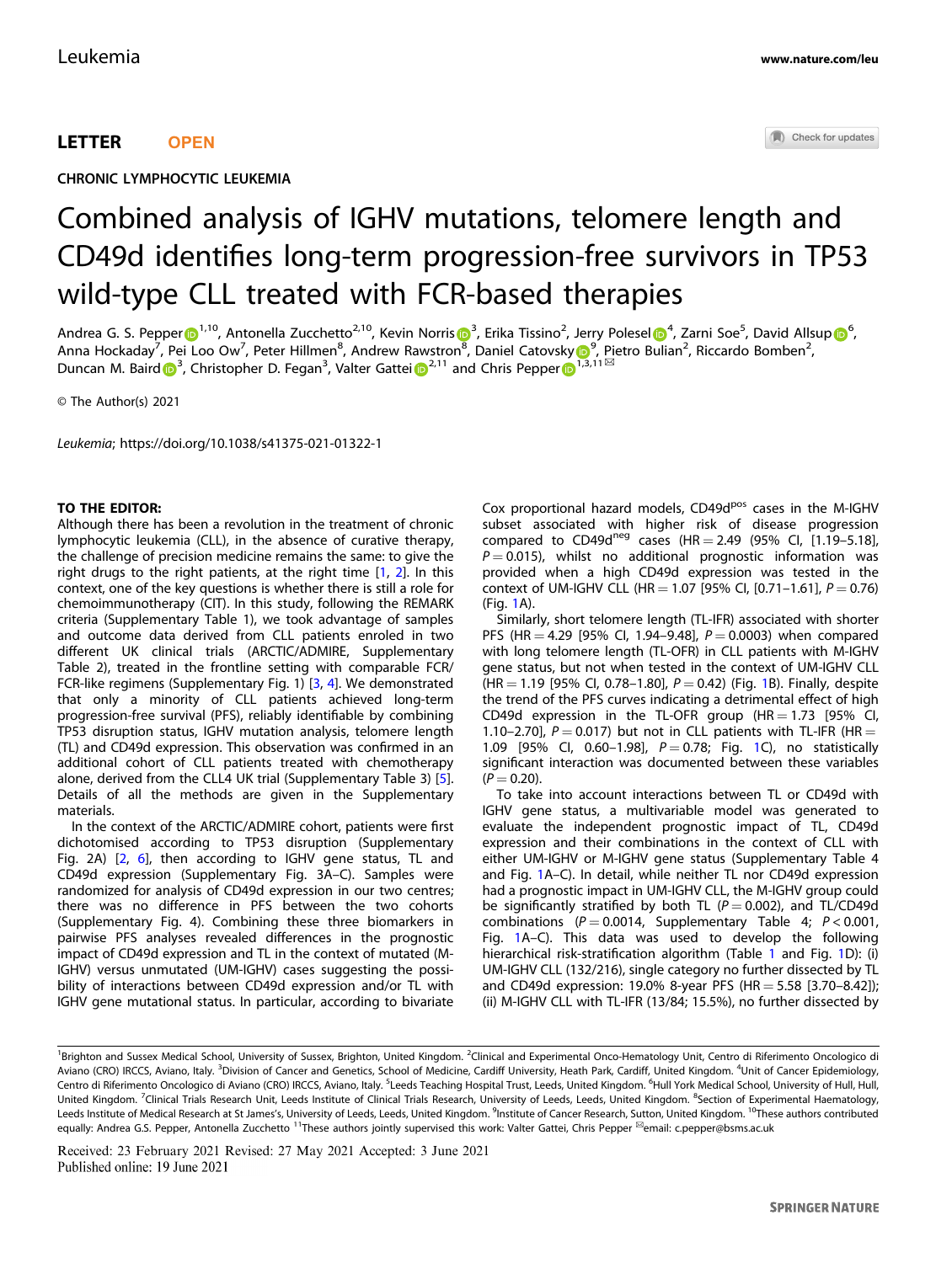LETTER OPEN

CHRONIC LYMPHOCYTIC LEUKEMIA

# Combined analysis of IGHV mutations, telomere length and CD49d identifies long-term progression-free survivors in TP53 wild-type CLL treated with FCR-based therapies

Andrea G. S. Pepper[1,10], Antonella Zucchetto[2,10], Kevin Norris[3], Erika Tissino[2], Jerry Polesel[4], Zarni Soe[5], David Allsup[6], Anna Hockaday[7], Pei Loo Ow[7], Peter Hillmen[8], Andrew Rawstron[8], Daniel Catovsky[9], Pietro Bulian[2], Riccardo Bomben[2], Duncan M. Baird[3], Christopher D. Fegan[3], Valter Gattei[2,11] and Chris Pepper[1,3,11]✉

© The Author(s) 2021

*Leukemia*; https://doi.org/10.1038/s41375-021-01322-1

**TO THE EDITOR:**

Although there has been a revolution in the treatment of chronic lymphocytic leukemia (CLL), in the absence of curative therapy, the challenge of precision medicine remains the same: to give the right drugs to the right patients, at the right time [1, 2]. In this context, one of the key questions is whether there is still a role for chemoimmunotherapy (CIT). In this study, following the REMARK criteria (Supplementary Table 1), we took advantage of samples and outcome data derived from CLL patients enroled in two different UK clinical trials (ARCTIC/ADMIRE, Supplementary Table 2), treated in the frontline setting with comparable FCR/FCR-like regimens (Supplementary Fig. 1) [3, 4]. We demonstrated that only a minority of CLL patients achieved long-term progression-free survival (PFS), reliably identifiable by combining TP53 disruption status, IGHV mutation analysis, telomere length (TL) and CD49d expression. This observation was confirmed in an additional cohort of CLL patients treated with chemotherapy alone, derived from the CLL4 UK trial (Supplementary Table 3) [5]. Details of all the methods are given in the Supplementary materials.

In the context of the ARCTIC/ADMIRE cohort, patients were first dichotomised according to TP53 disruption (Supplementary Fig. 2A) [2, 6], then according to IGHV gene status, TL and CD49d expression (Supplementary Fig. 3A–C). Samples were randomized for analysis of CD49d expression in our two centres; there was no difference in PFS between the two cohorts (Supplementary Fig. 4). Combining these three biomarkers in pairwise PFS analyses revealed differences in the prognostic impact of CD49d expression and TL in the context of mutated (M-IGHV) versus unmutated (UM-IGHV) cases suggesting the possibility of interactions between CD49d expression and/or TL with IGHV gene mutational status. In particular, according to bivariate Cox proportional hazard models, CD49d$^{pos}$ cases in the M-IGHV subset associated with higher risk of disease progression compared to CD49d$^{neg}$ cases (HR = 2.49 (95% CI, [1.19–5.18], $P = 0.015$), whilst no additional prognostic information was provided when a high CD49d expression was tested in the context of UM-IGHV CLL (HR = 1.07 [95% CI, [0.71–1.61], $P = 0.76$) (Fig. 1A).

Similarly, short telomere length (TL-IFR) associated with shorter PFS (HR = 4.29 [95% CI, 1.94–9.48], $P = 0.0003$) when compared with long telomere length (TL-OFR) in CLL patients with M-IGHV gene status, but not when tested in the context of UM-IGHV CLL (HR = 1.19 [95% CI, 0.78–1.80], $P = 0.42$) (Fig. 1B). Finally, despite the trend of the PFS curves indicating a detrimental effect of high CD49d expression in the TL-OFR group (HR = 1.73 [95% CI, 1.10–2.70], $P = 0.017$) but not in CLL patients with TL-IFR (HR = 1.09 [95% CI, 0.60–1.98], $P = 0.78$; Fig. 1C), no statistically significant interaction was documented between these variables ($P = 0.20$).

To take into account interactions between TL or CD49d with IGHV gene status, a multivariable model was generated to evaluate the independent prognostic impact of TL, CD49d expression and their combinations in the context of CLL with either UM-IGHV or M-IGHV gene status (Supplementary Table 4 and Fig. 1A–C). In detail, while neither TL nor CD49d expression had a prognostic impact in UM-IGHV CLL, the M-IGHV group could be significantly stratified by both TL ($P = 0.002$), and TL/CD49d combinations ($P = 0.0014$, Supplementary Table 4; $P < 0.001$, Fig. 1A–C). This data was used to develop the following hierarchical risk-stratification algorithm (Table 1 and Fig. 1D): (i) UM-IGHV CLL (132/216), single category no further dissected by TL and CD49d expression: 19.0% 8-year PFS (HR = 5.58 [3.70–8.42]); (ii) M-IGHV CLL with TL-IFR (13/84; 15.5%), no further dissected by

[1]Brighton and Sussex Medical School, University of Sussex, Brighton, United Kingdom. [2]Clinical and Experimental Onco-Hematology Unit, Centro di Riferimento Oncologico di Aviano (CRO) IRCCS, Aviano, Italy. [3]Division of Cancer and Genetics, School of Medicine, Cardiff University, Heath Park, Cardiff, United Kingdom. [4]Unit of Cancer Epidemiology, Centro di Riferimento Oncologico di Aviano (CRO) IRCCS, Aviano, Italy. [5]Leeds Teaching Hospital Trust, Leeds, United Kingdom. [6]Hull York Medical School, University of Hull, Hull, United Kingdom. [7]Clinical Trials Research Unit, Leeds Institute of Clinical Trials Research, University of Leeds, Leeds, United Kingdom. [8]Section of Experimental Haematology, Leeds Institute of Medical Research at St James's, University of Leeds, Leeds, United Kingdom. [9]Institute of Cancer Research, Sutton, United Kingdom. [10]These authors contributed equally: Andrea G.S. Pepper, Antonella Zucchetto [11]These authors jointly supervised this work: Valter Gattei, Chris Pepper ✉email: c.pepper@bsms.ac.uk

Received: 23 February 2021 Revised: 27 May 2021 Accepted: 3 June 2021
Published online: 19 June 2021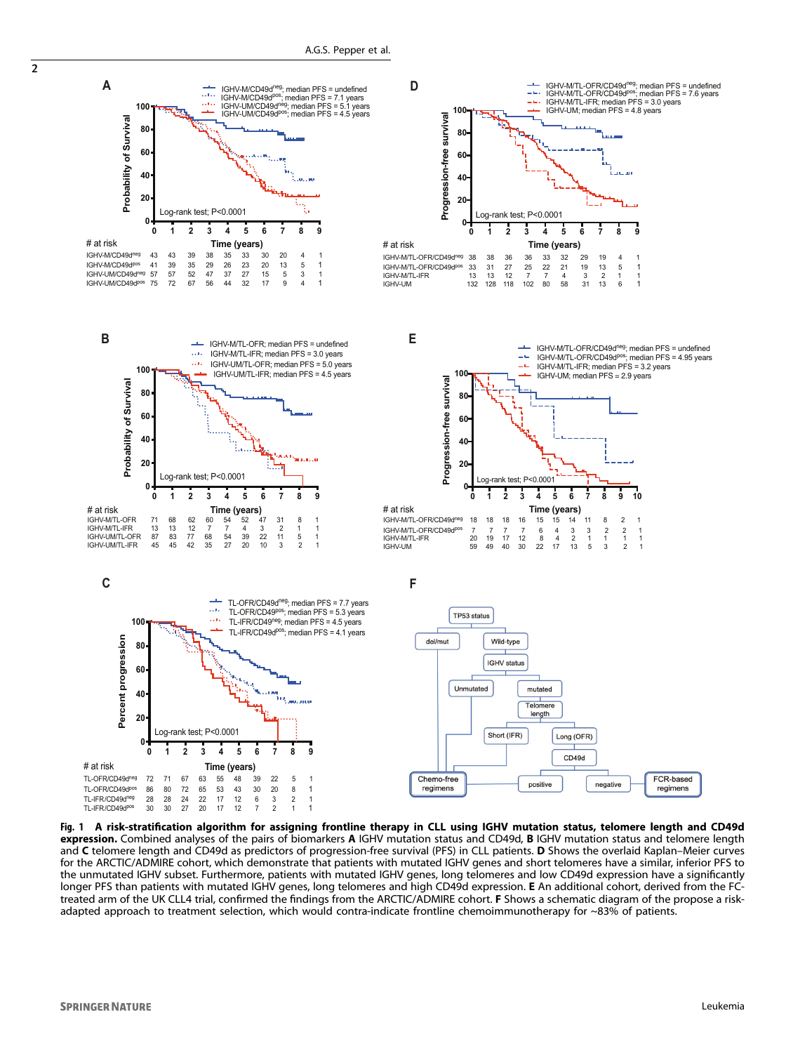**Fig. 1 A risk-stratification algorithm for assigning frontline therapy in CLL using IGHV mutation status, telomere length and CD49d expression.** Combined analyses of the pairs of biomarkers **A** IGHV mutation status and CD49d, **B** IGHV mutation status and telomere length and **C** telomere length and CD49d as predictors of progression-free survival (PFS) in CLL patients. **D** Shows the overall Kaplan–Meier curves for the ARCTIC/ADMIRE cohort, which demonstrate that patients with mutated IGHV genes and short telomeres have a similar, inferior PFS to the unmutated IGHV subset. Furthermore, patients with mutated IGHV genes, long telomeres and low CD49d expression have a significantly longer PFS than patients with mutated IGHV genes, long telomeres and high CD49d expression. **E** An additional cohort, derived from the FC-treated arm of the UK CLL4 trial, confirmed the findings from the ARCTIC/ADMIRE cohort. **F** Shows a schematic diagram of the propose a risk-adapted approach to treatment selection, which would contra-indicate frontline chemoimmunotherapy for ~83% of patients.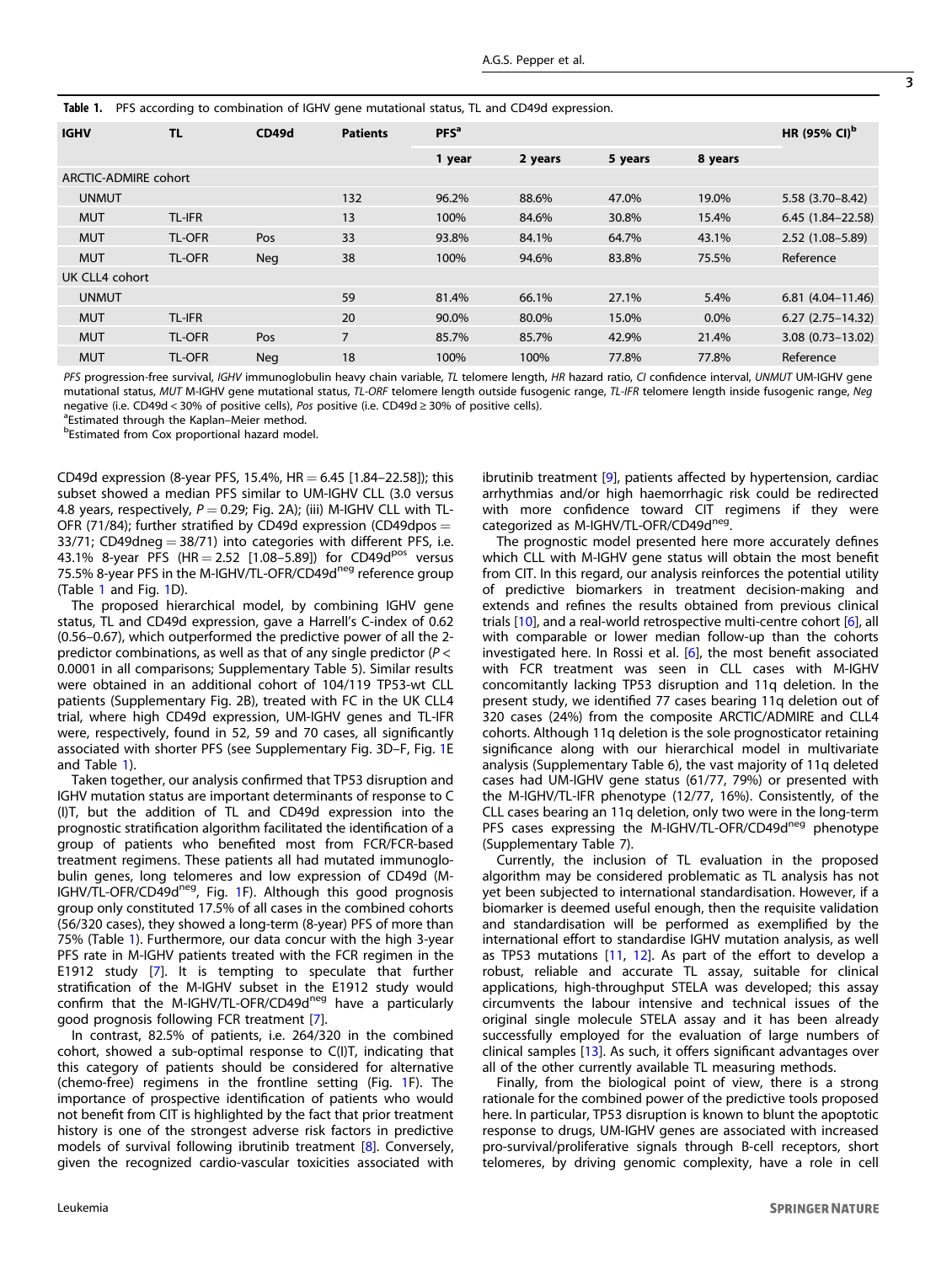**Table 1.** PFS according to combination of IGHV gene mutational status, TL and CD49d expression.

| IGHV | TL | CD49d | Patients | PFS[a] | | | | HR (95% CI)[b] |
|---|---|---|---|---|---|---|---|---|
| | | | | 1 year | 2 years | 5 years | 8 years | |
| ARCTIC-ADMIRE cohort | | | | | | | | |
| UNMUT | | | 132 | 96.2% | 88.6% | 47.0% | 19.0% | 5.58 (3.70–8.42) |
| MUT | TL-IFR | | 13 | 100% | 84.6% | 30.8% | 15.4% | 6.45 (1.84–22.58) |
| MUT | TL-OFR | Pos | 33 | 93.8% | 84.1% | 64.7% | 43.1% | 2.52 (1.08–5.89) |
| MUT | TL-OFR | Neg | 38 | 100% | 94.6% | 83.8% | 75.5% | Reference |
| UK CLL4 cohort | | | | | | | | |
| UNMUT | | | 59 | 81.4% | 66.1% | 27.1% | 5.4% | 6.81 (4.04–11.46) |
| MUT | TL-IFR | | 20 | 90.0% | 80.0% | 15.0% | 0.0% | 6.27 (2.75–14.32) |
| MUT | TL-OFR | Pos | 7 | 85.7% | 85.7% | 42.9% | 21.4% | 3.08 (0.73–13.02) |
| MUT | TL-OFR | Neg | 18 | 100% | 100% | 77.8% | 77.8% | Reference |

*PFS* progression-free survival, *IGHV* immunoglobulin heavy chain variable, *TL* telomere length, *HR* hazard ratio, *CI* confidence interval, *UNMUT* UM-IGHV gene mutational status, *MUT* M-IGHV gene mutational status, *TL-ORF* telomere length outside fusogenic range, *TL-IFR* telomere length inside fusogenic range, *Neg* negative (i.e. CD49d < 30% of positive cells), *Pos* positive (i.e. CD49d ≥ 30% of positive cells).

[a]Estimated through the Kaplan–Meier method.

[b]Estimated from Cox proportional hazard model.

CD49d expression (8-year PFS, 15.4%, HR = 6.45 [1.84–22.58]); this subset showed a median PFS similar to UM-IGHV CLL (3.0 versus 4.8 years, respectively, $P = 0.29$; Fig. 2A); (iii) M-IGHV CLL with TL-OFR (71/84); further stratified by CD49d expression (CD49dpos = 33/71; CD49dneg = 38/71) into categories with different PFS, i.e. 43.1% 8-year PFS (HR = 2.52 [1.08–5.89]) for CD49d$^{pos}$ versus 75.5% 8-year PFS in the M-IGHV/TL-OFR/CD49d$^{neg}$ reference group (Table 1 and Fig. 1D).

The proposed hierarchical model, by combining IGHV gene status, TL and CD49d expression, gave a Harrell's C-index of 0.62 (0.56–0.67), which outperformed the predictive power of all the 2-predictor combinations, as well as that of any single predictor ($P <$ 0.0001 in all comparisons; Supplementary Table 5). Similar results were obtained in an additional cohort of 104/119 TP53-wt CLL patients (Supplementary Fig. 2B), treated with FC in the UK CLL4 trial, where high CD49d expression, UM-IGHV genes and TL-IFR were, respectively, found in 52, 59 and 70 cases, all significantly associated with shorter PFS (see Supplementary Fig. 3D–F, Fig. 1E and Table 1).

Taken together, our analysis confirmed that TP53 disruption and IGHV mutation status are important determinants of response to C(I)T, but the addition of TL and CD49d expression into the prognostic stratification algorithm facilitated the identification of a group of patients who benefited most from FCR/FCR-based treatment regimens. These patients all had mutated immunoglobulin genes, long telomeres and low expression of CD49d (M-IGHV/TL-OFR/CD49d$^{neg}$, Fig. 1F). Although this good prognosis group only constituted 17.5% of all cases in the combined cohorts (56/320 cases), they showed a long-term (8-year) PFS of more than 75% (Table 1). Furthermore, our data concur with the high 3-year PFS rate in M-IGHV patients treated with the FCR regimen in the E1912 study [7]. It is tempting to speculate that further stratification of the M-IGHV subset in the E1912 study would confirm that the M-IGHV/TL-OFR/CD49d$^{neg}$ have a particularly good prognosis following FCR treatment [7].

In contrast, 82.5% of patients, i.e. 264/320 in the combined cohort, showed a sub-optimal response to C(I)T, indicating that this category of patients should be considered for alternative (chemo-free) regimens in the frontline setting (Fig. 1F). The importance of prospective identification of patients who would not benefit from CIT is highlighted by the fact that prior treatment history is one of the strongest adverse risk factors in predictive models of survival following ibrutinib treatment [8]. Conversely, given the recognized cardio-vascular toxicities associated with ibrutinib treatment [9], patients affected by hypertension, cardiac arrhythmias and/or high haemorrhagic risk could be redirected with more confidence toward CIT regimens if they were categorized as M-IGHV/TL-OFR/CD49d$^{neg}$.

The prognostic model presented here more accurately defines which CLL with M-IGHV gene status will obtain the most benefit from CIT. In this regard, our analysis reinforces the potential utility of predictive biomarkers in treatment decision-making and extends and refines the results obtained from previous clinical trials [10], and a real-world retrospective multi-centre cohort [6], all with comparable or lower median follow-up than the cohorts investigated here. In Rossi et al. [6], the most benefit associated with FCR treatment was seen in CLL cases with M-IGHV concomitantly lacking TP53 disruption and 11q deletion. In the present study, we identified 77 cases bearing 11q deletion out of 320 cases (24%) from the composite ARCTIC/ADMIRE and CLL4 cohorts. Although 11q deletion is the sole prognosticator retaining significance along with our hierarchical model in multivariate analysis (Supplementary Table 6), the vast majority of 11q deleted cases had UM-IGHV gene status (61/77, 79%) or presented with the M-IGHV/TL-IFR phenotype (12/77, 16%). Consistently, of the CLL cases bearing an 11q deletion, only two were in the long-term PFS cases expressing the M-IGHV/TL-OFR/CD49d$^{neg}$ phenotype (Supplementary Table 7).

Currently, the inclusion of TL evaluation in the proposed algorithm may be considered problematic as TL analysis has not yet been subjected to international standardisation. However, if a biomarker is deemed useful enough, then the requisite validation and standardisation will be performed as exemplified by the international effort to standardise IGHV mutation analysis, as well as TP53 mutations [11, 12]. As part of the effort to develop a robust, reliable and accurate TL assay, suitable for clinical applications, high-throughput STELA was developed; this assay circumvents the labour intensive and technical issues of the original single molecule STELA assay and it has been already successfully employed for the evaluation of large numbers of clinical samples [13]. As such, it offers significant advantages over all of the other currently available TL measuring methods.

Finally, from the biological point of view, there is a strong rationale for the combined power of the predictive tools proposed here. In particular, TP53 disruption is known to blunt the apoptotic response to drugs, UM-IGHV genes are associated with increased pro-survival/proliferative signals through B-cell receptors, short telomeres, by driving genomic complexity, have a role in cell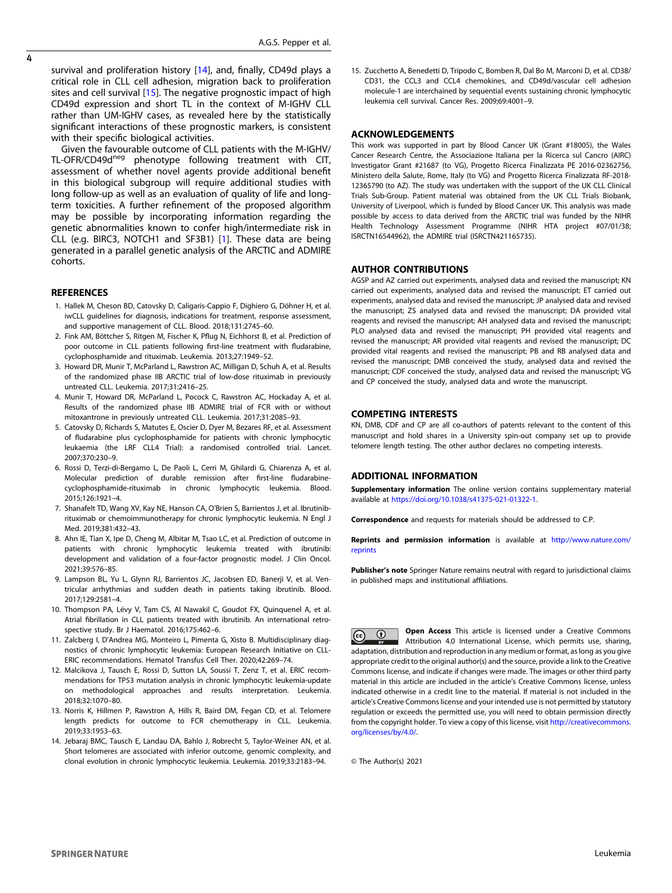survival and proliferation history [14], and, finally, CD49d plays a critical role in CLL cell adhesion, migration back to proliferation sites and cell survival [15]. The negative prognostic impact of high CD49d expression and short TL in the context of M-IGHV CLL rather than UM-IGHV cases, as revealed here by the statistically significant interactions of these prognostic markers, is consistent with their specific biological activities.

Given the favourable outcome of CLL patients with the M-IGHV/TL-OFR/CD49d$^{neg}$ phenotype following treatment with CIT, assessment of whether novel agents provide additional benefit in this biological subgroup will require additional studies with long follow-up as well as an evaluation of quality of life and long-term toxicities. A further refinement of the proposed algorithm may be possible by incorporating information regarding the genetic abnormalities known to confer high/intermediate risk in CLL (e.g. BIRC3, NOTCH1 and SF3B1) [1]. These data are being generated in a parallel genetic analysis of the ARCTIC and ADMIRE cohorts.

## REFERENCES

1. Hallek M, Cheson BD, Catovsky D, Caligaris-Cappio F, Dighiero G, Döhner H, et al. iwCLL guidelines for diagnosis, indications for treatment, response assessment, and supportive management of CLL. Blood. 2018;131:2745–60.
2. Fink AM, Böttcher S, Ritgen M, Fischer K, Pflug N, Eichhorst B, et al. Prediction of poor outcome in CLL patients following first-line treatment with fludarabine, cyclophosphamide and rituximab. Leukemia. 2013;27:1949–52.
3. Howard DR, Munir T, McParland L, Rawstron AC, Milligan D, Schuh A, et al. Results of the randomized phase IIB ARCTIC trial of low-dose rituximab in previously untreated CLL. Leukemia. 2017;31:2416–25.
4. Munir T, Howard DR, McParland L, Pocock C, Rawstron AC, Hockaday A, et al. Results of the randomized phase IIB ADMIRE trial of FCR with or without mitoxantrone in previously untreated CLL. Leukemia. 2017;31:2085–93.
5. Catovsky D, Richards S, Matutes E, Oscier D, Dyer M, Bezares RF, et al. Assessment of fludarabine plus cyclophosphamide for patients with chronic lymphocytic leukaemia (the LRF CLL4 Trial): a randomised controlled trial. Lancet. 2007;370:230–9.
6. Rossi D, Terzi-di-Bergamo L, De Paoli L, Cerri M, Ghilardi G, Chiarenza A, et al. Molecular prediction of durable remission after first-line fludarabine-cyclophosphamide-rituximab in chronic lymphocytic leukemia. Blood. 2015;126:1921–4.
7. Shanafelt TD, Wang XV, Kay NE, Hanson CA, O'Brien S, Barrientos J, et al. Ibrutinib-rituximab or chemoimmunotherapy for chronic lymphocytic leukemia. N Engl J Med. 2019;381:432–43.
8. Ahn IE, Tian X, Ipe D, Cheng M, Albitar M, Tsao LC, et al. Prediction of outcome in patients with chronic lymphocytic leukemia treated with ibrutinib: development and validation of a four-factor prognostic model. J Clin Oncol. 2021;39:576–85.
9. Lampson BL, Yu L, Glynn RJ, Barrientos JC, Jacobsen ED, Banerji V, et al. Ventricular arrhythmias and sudden death in patients taking ibrutinib. Blood. 2017;129:2581–4.
10. Thompson PA, Lévy V, Tam CS, Al Nawakil C, Goudot FX, Quinquenel A, et al. Atrial fibrillation in CLL patients treated with ibrutinib. An international retrospective study. Br J Haematol. 2016;175:462–6.
11. Zalcberg I, D'Andrea MG, Monteiro L, Pimenta G, Xisto B. Multidisciplinary diagnostics of chronic lymphocytic leukemia: European Research Initiative on CLL-ERIC recommendations. Hematol Transfus Cell Ther. 2020;42:269–74.
12. Malcikova J, Tausch E, Rossi D, Sutton LA, Soussi T, Zenz T, et al. ERIC recommendations for TP53 mutation analysis in chronic lymphocytic leukemia-update on methodological approaches and results interpretation. Leukemia. 2018;32:1070–80.
13. Norris K, Hillmen P, Rawstron A, Hills R, Baird DM, Fegan CD, et al. Telomere length predicts for outcome to FCR chemotherapy in CLL. Leukemia. 2019;33:1953–63.
14. Jebaraj BMC, Tausch E, Landau DA, Bahlo J, Robrecht S, Taylor-Weiner AN, et al. Short telomeres are associated with inferior outcome, genomic complexity, and clonal evolution in chronic lymphocytic leukemia. Leukemia. 2019;33:2183–94.
15. Zucchetto A, Benedetti D, Tripodo C, Bomben R, Dal Bo M, Marconi D, et al. CD38/CD31, the CCL3 and CCL4 chemokines, and CD49d/vascular cell adhesion molecule-1 are interchained by sequential events sustaining chronic lymphocytic leukemia cell survival. Cancer Res. 2009;69:4001–9.

## ACKNOWLEDGEMENTS

This work was supported in part by Blood Cancer UK (Grant #18005), the Wales Cancer Research Centre, the Associazione Italiana per la Ricerca sul Cancro (AIRC) Investigator Grant #21687 (to VG), Progetto Ricerca Finalizzata PE 2016-02362756, Ministero della Salute, Rome, Italy (to VG) and Progetto Ricerca Finalizzata RF-2018-12365790 (to AZ). The study was undertaken with the support of the UK CLL Clinical Trials Sub-Group. Patient material was obtained from the UK CLL Trials Biobank, University of Liverpool, which is funded by Blood Cancer UK. This analysis was made possible by access to data derived from the ARCTIC trial was funded by the NIHR Health Technology Assessment Programme (NIHR HTA project #07/01/38; ISRCTN16544962), the ADMIRE trial (ISRCTN421165735).

## AUTHOR CONTRIBUTIONS

AGSP and AZ carried out experiments, analysed data and revised the manuscript; KN carried out experiments, analysed data and revised the manuscript; ET carried out experiments, analysed data and revised the manuscript; JP analysed data and revised the manuscript; ZS analysed data and revised the manuscript; DA provided vital reagents and revised the manuscript; AH analysed data and revised the manuscript; PLO analysed data and revised the manuscript; PH provided vital reagents and revised the manuscript; AR provided vital reagents and revised the manuscript; DC provided vital reagents and revised the manuscript; PB and RB analysed data and revised the manuscript; DMB conceived the study, analysed data and revised the manuscript; CDF conceived the study, analysed data and revised the manuscript; VG and CP conceived the study, analysed data and wrote the manuscript.

## COMPETING INTERESTS

KN, DMB, CDF and CP are all co-authors of patents relevant to the content of this manuscript and hold shares in a University spin-out company set up to provide telomere length testing. The other author declares no competing interests.

## ADDITIONAL INFORMATION

**Supplementary information** The online version contains supplementary material available at https://doi.org/10.1038/s41375-021-01322-1.

**Correspondence** and requests for materials should be addressed to C.P.

**Reprints and permission information** is available at http://www.nature.com/reprints

**Publisher's note** Springer Nature remains neutral with regard to jurisdictional claims in published maps and institutional affiliations.

**Open Access** This article is licensed under a Creative Commons Attribution 4.0 International License, which permits use, sharing, adaptation, distribution and reproduction in any medium or format, as long as you give appropriate credit to the original author(s) and the source, provide a link to the Creative Commons license, and indicate if changes were made. The images or other third party material in this article are included in the article's Creative Commons license, unless indicated otherwise in a credit line to the material. If material is not included in the article's Creative Commons license and your intended use is not permitted by statutory regulation or exceeds the permitted use, you will need to obtain permission directly from the copyright holder. To view a copy of this license, visit http://creativecommons.org/licenses/by/4.0/.

© The Author(s) 2021